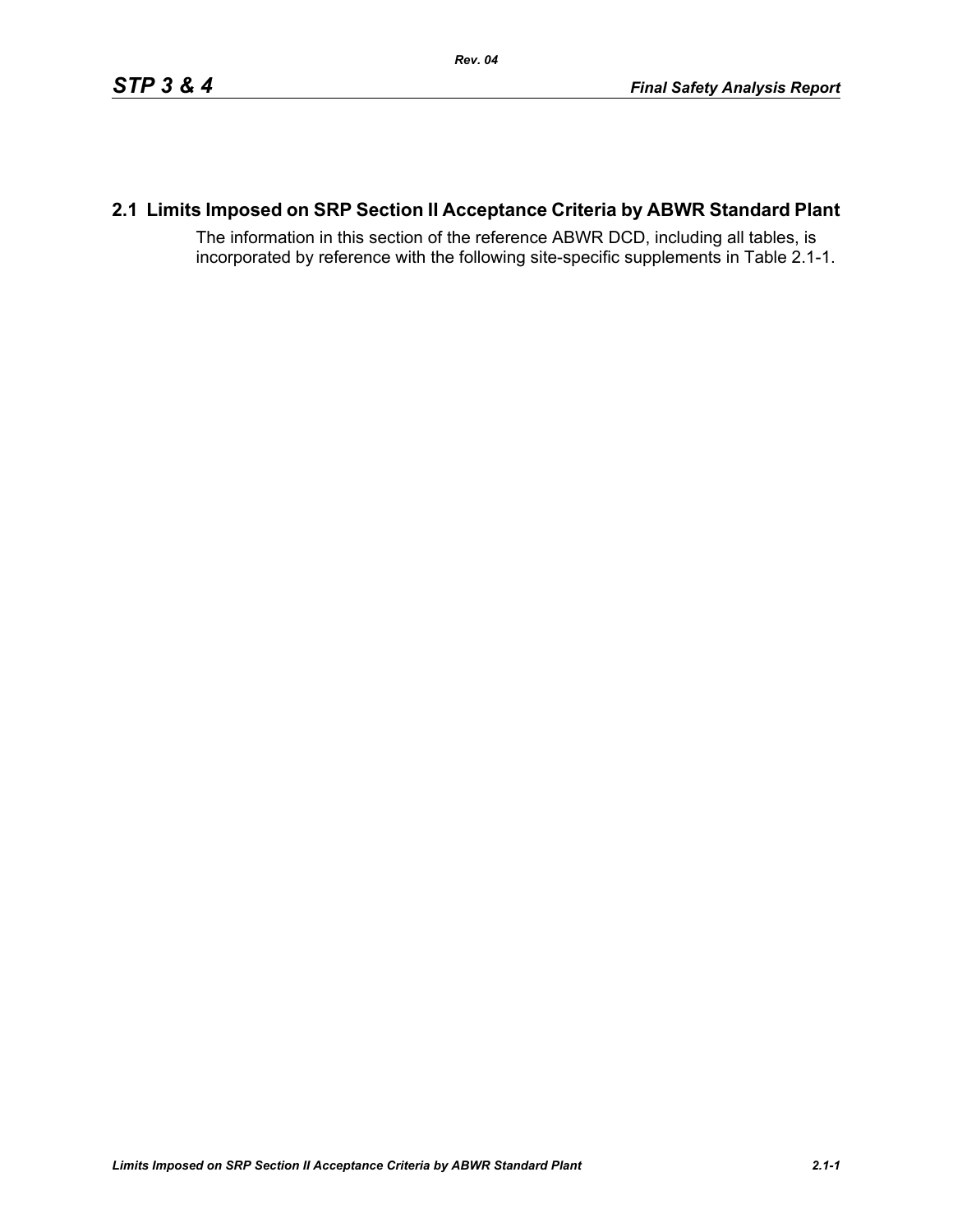## 2.1 Limits Imposed on SRP Section II Acceptance Criteria by ABWR Standard Plant

The information in this section of the reference ABWR DCD, including all tables, is incorporated by reference with the following site-specific supplements in Table 2.1-1.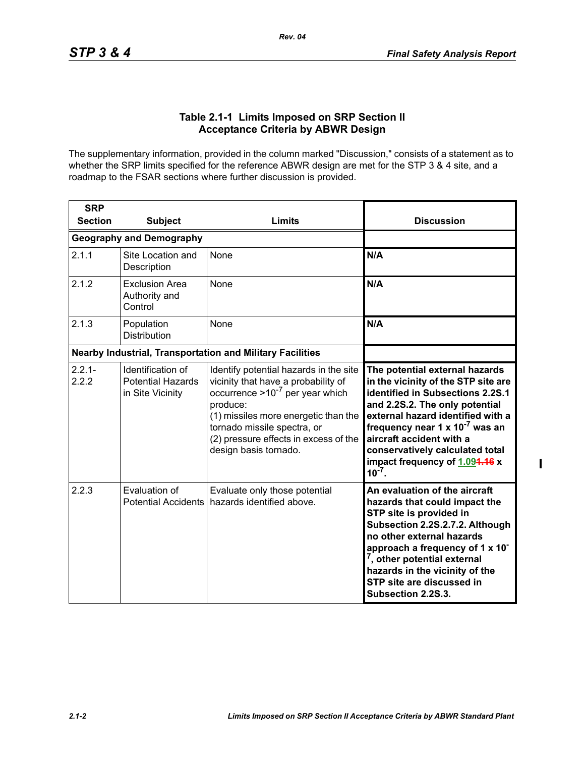## Table 2.1-1 Limits Imposed on SRP Section II Acceptance Criteria by ABWR Design

The supplementary information, provided in the column marked "Discussion," consists of a statement as to whether the SRP limits specified for the reference ABWR design are met for the STP 3 & 4 site, and a roadmap to the FSAR sections where further discussion is provided.

| SRP Section | Subject | Limits | Discussion |
|---|---|---|---|
| **Geography and Demography** | | | |
| 2.1.1 | Site Location and Description | None | **N/A** |
| 2.1.2 | Exclusion Area Authority and Control | None | **N/A** |
| 2.1.3 | Population Distribution | None | **N/A** |
| **Nearby Industrial, Transportation and Military Facilities** | | | |
| 2.2.1-2.2.2 | Identification of Potential Hazards in Site Vicinity | Identify potential hazards in the site vicinity that have a probability of occurrence $>10^{-7}$ per year which produce: (1) missiles more energetic than the tornado missile spectra, or (2) pressure effects in excess of the design basis tornado. | **The potential external hazards in the vicinity of the STP site are identified in Subsections 2.2S.1 and 2.2S.2. The only potential external hazard identified with a frequency near 1 x $10^{-7}$ was an aircraft accident with a conservatively calculated total impact frequency of 1.09~~1.16~~ x $10^{-7}$.** |
| 2.2.3 | Evaluation of Potential Accidents | Evaluate only those potential hazards identified above. | **An evaluation of the aircraft hazards that could impact the STP site is provided in Subsection 2.2S.2.7.2. Although no other external hazards approach a frequency of 1 x $10^{-7}$, other potential external hazards in the vicinity of the STP site are discussed in Subsection 2.2S.3.** |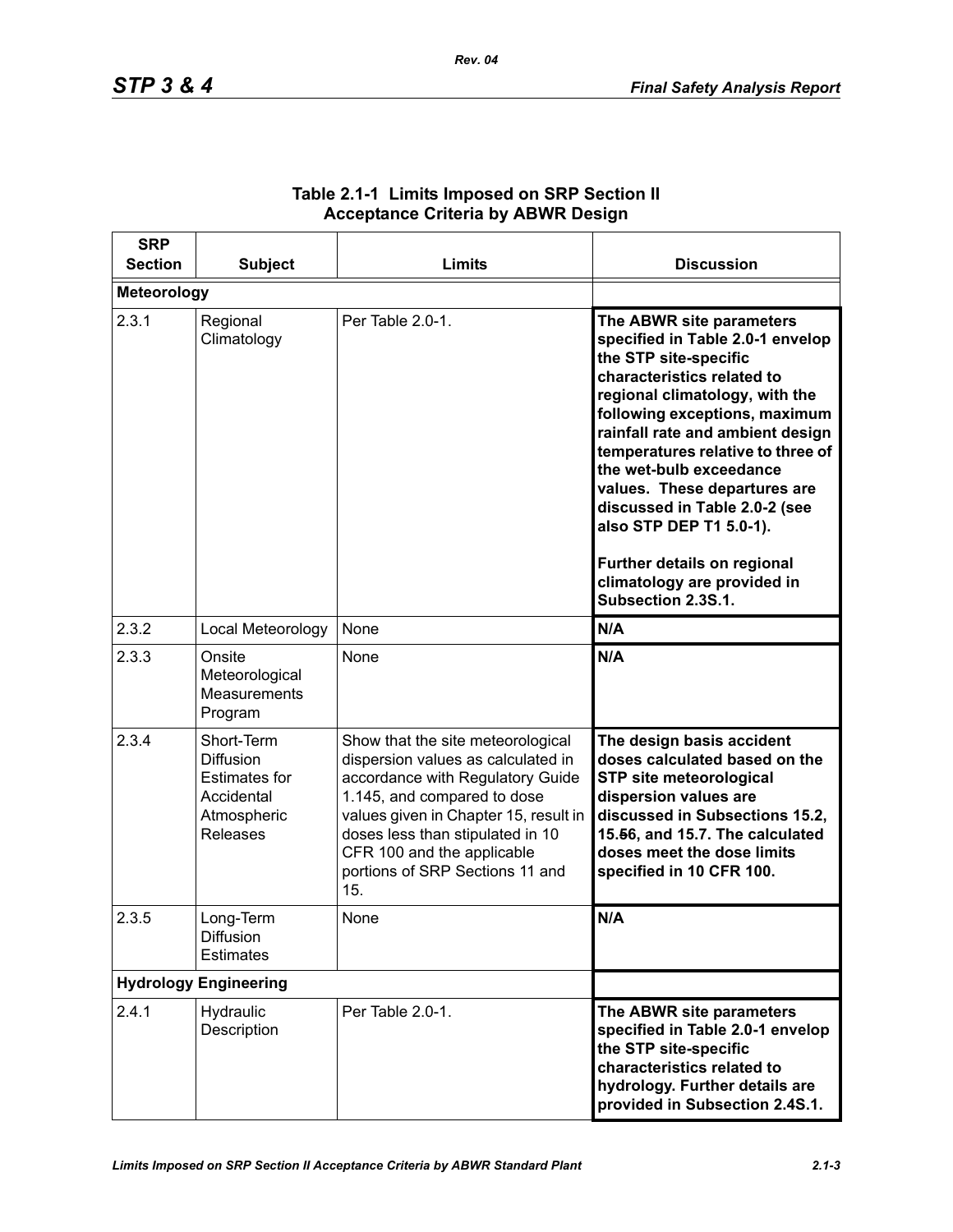## Table 2.1-1 Limits Imposed on SRP Section II Acceptance Criteria by ABWR Design

| SRP Section | Subject | Limits | Discussion |
|---|---|---|---|
| **Meteorology** | | | |
| 2.3.1 | Regional Climatology | Per Table 2.0-1. | **The ABWR site parameters specified in Table 2.0-1 envelop the STP site-specific characteristics related to regional climatology, with the following exceptions, maximum rainfall rate and ambient design temperatures relative to three of the wet-bulb exceedance values. These departures are discussed in Table 2.0-2 (see also STP DEP T1 5.0-1).** <br><br> **Further details on regional climatology are provided in Subsection 2.3S.1.** |
| 2.3.2 | Local Meteorology | None | **N/A** |
| 2.3.3 | Onsite Meteorological Measurements Program | None | **N/A** |
| 2.3.4 | Short-Term Diffusion Estimates for Accidental Atmospheric Releases | Show that the site meteorological dispersion values as calculated in accordance with Regulatory Guide 1.145, and compared to dose values given in Chapter 15, result in doses less than stipulated in 10 CFR 100 and the applicable portions of SRP Sections 11 and 15. | **The design basis accident doses calculated based on the STP site meteorological dispersion values are discussed in Subsections 15.2, 15.~~5~~6, and 15.7. The calculated doses meet the dose limits specified in 10 CFR 100.** |
| 2.3.5 | Long-Term Diffusion Estimates | None | **N/A** |
| **Hydrology Engineering** | | | |
| 2.4.1 | Hydraulic Description | Per Table 2.0-1. | **The ABWR site parameters specified in Table 2.0-1 envelop the STP site-specific characteristics related to hydrology. Further details are provided in Subsection 2.4S.1.** |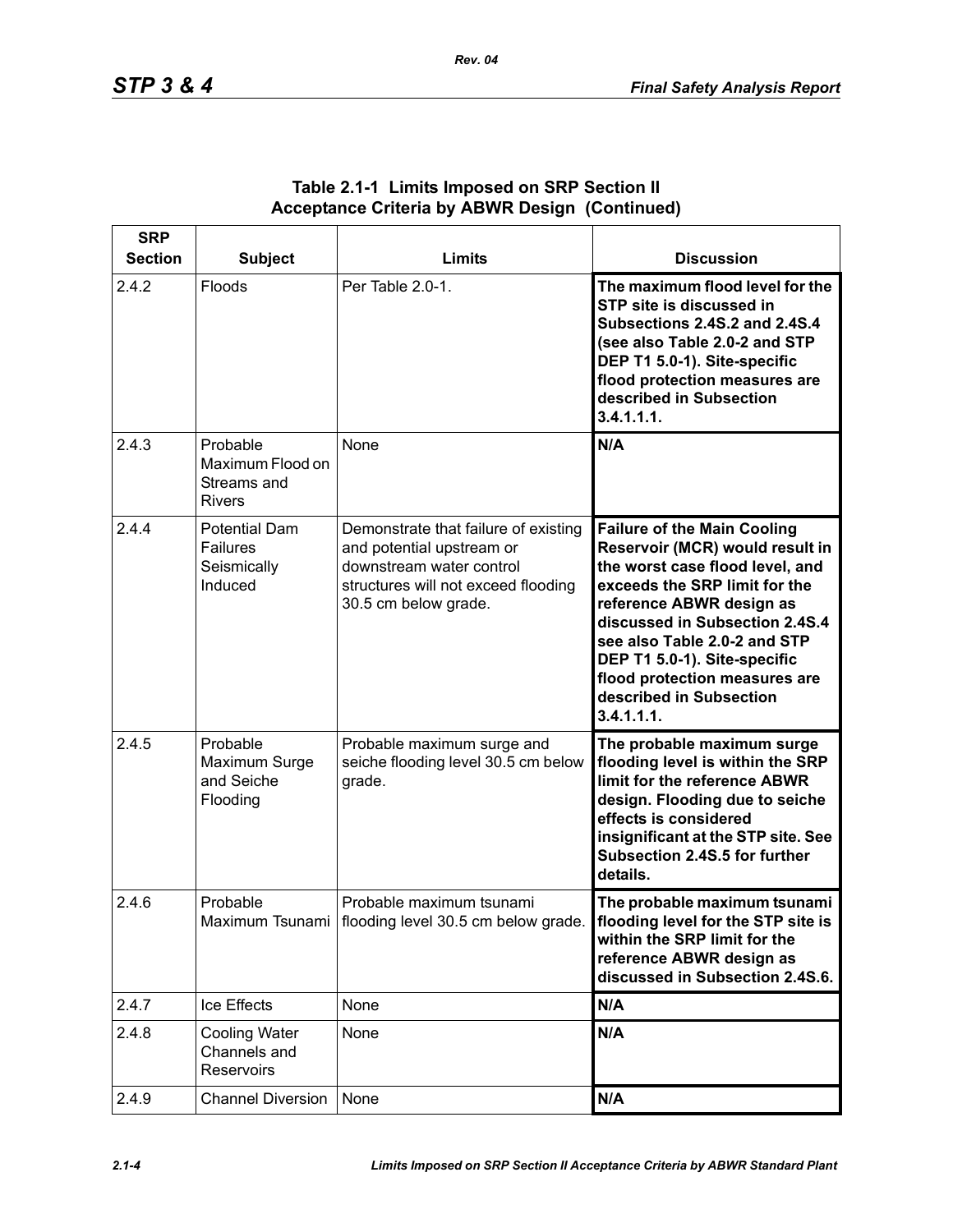**Table 2.1-1 Limits Imposed on SRP Section II Acceptance Criteria by ABWR Design (Continued)**

| SRP Section | Subject | Limits | Discussion |
|---|---|---|---|
| 2.4.2 | Floods | Per Table 2.0-1. | **The maximum flood level for the STP site is discussed in Subsections 2.4S.2 and 2.4S.4 (see also Table 2.0-2 and STP DEP T1 5.0-1). Site-specific flood protection measures are described in Subsection 3.4.1.1.1.** |
| 2.4.3 | Probable Maximum Flood on Streams and Rivers | None | **N/A** |
| 2.4.4 | Potential Dam Failures Seismically Induced | Demonstrate that failure of existing and potential upstream or downstream water control structures will not exceed flooding 30.5 cm below grade. | **Failure of the Main Cooling Reservoir (MCR) would result in the worst case flood level, and exceeds the SRP limit for the reference ABWR design as discussed in Subsection 2.4S.4 see also Table 2.0-2 and STP DEP T1 5.0-1). Site-specific flood protection measures are described in Subsection 3.4.1.1.1.** |
| 2.4.5 | Probable Maximum Surge and Seiche Flooding | Probable maximum surge and seiche flooding level 30.5 cm below grade. | **The probable maximum surge flooding level is within the SRP limit for the reference ABWR design. Flooding due to seiche effects is considered insignificant at the STP site. See Subsection 2.4S.5 for further details.** |
| 2.4.6 | Probable Maximum Tsunami | Probable maximum tsunami flooding level 30.5 cm below grade. | **The probable maximum tsunami flooding level for the STP site is within the SRP limit for the reference ABWR design as discussed in Subsection 2.4S.6.** |
| 2.4.7 | Ice Effects | None | **N/A** |
| 2.4.8 | Cooling Water Channels and Reservoirs | None | **N/A** |
| 2.4.9 | Channel Diversion | None | **N/A** |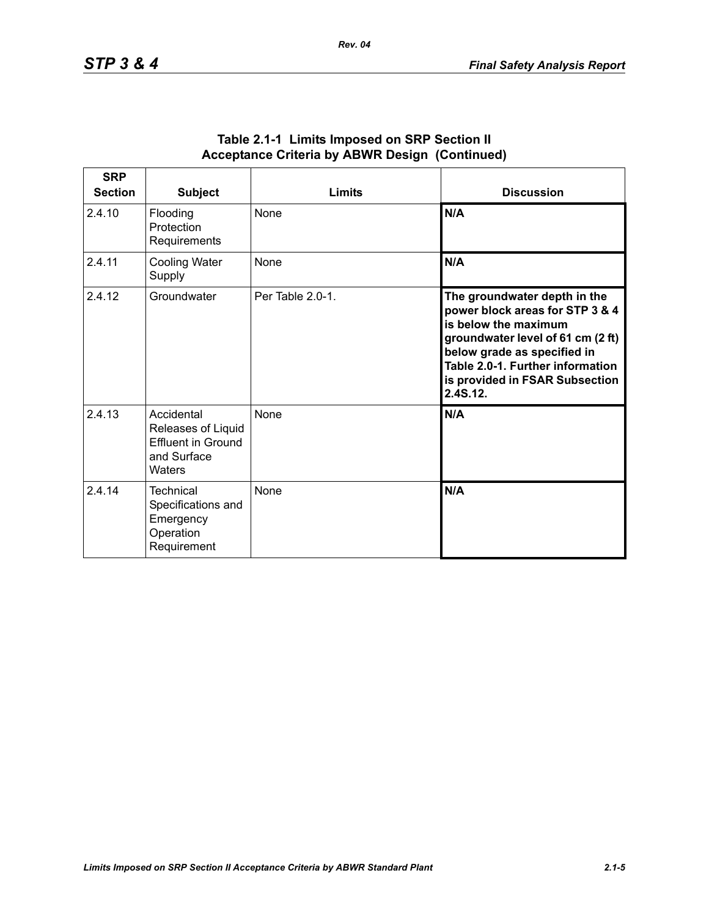**Table 2.1-1 Limits Imposed on SRP Section II Acceptance Criteria by ABWR Design (Continued)**

| SRP Section | Subject | Limits | Discussion |
|---|---|---|---|
| 2.4.10 | Flooding Protection Requirements | None | **N/A** |
| 2.4.11 | Cooling Water Supply | None | **N/A** |
| 2.4.12 | Groundwater | Per Table 2.0-1. | **The groundwater depth in the power block areas for STP 3 & 4 is below the maximum groundwater level of 61 cm (2 ft) below grade as specified in Table 2.0-1. Further information is provided in FSAR Subsection 2.4S.12.** |
| 2.4.13 | Accidental Releases of Liquid Effluent in Ground and Surface Waters | None | **N/A** |
| 2.4.14 | Technical Specifications and Emergency Operation Requirement | None | **N/A** |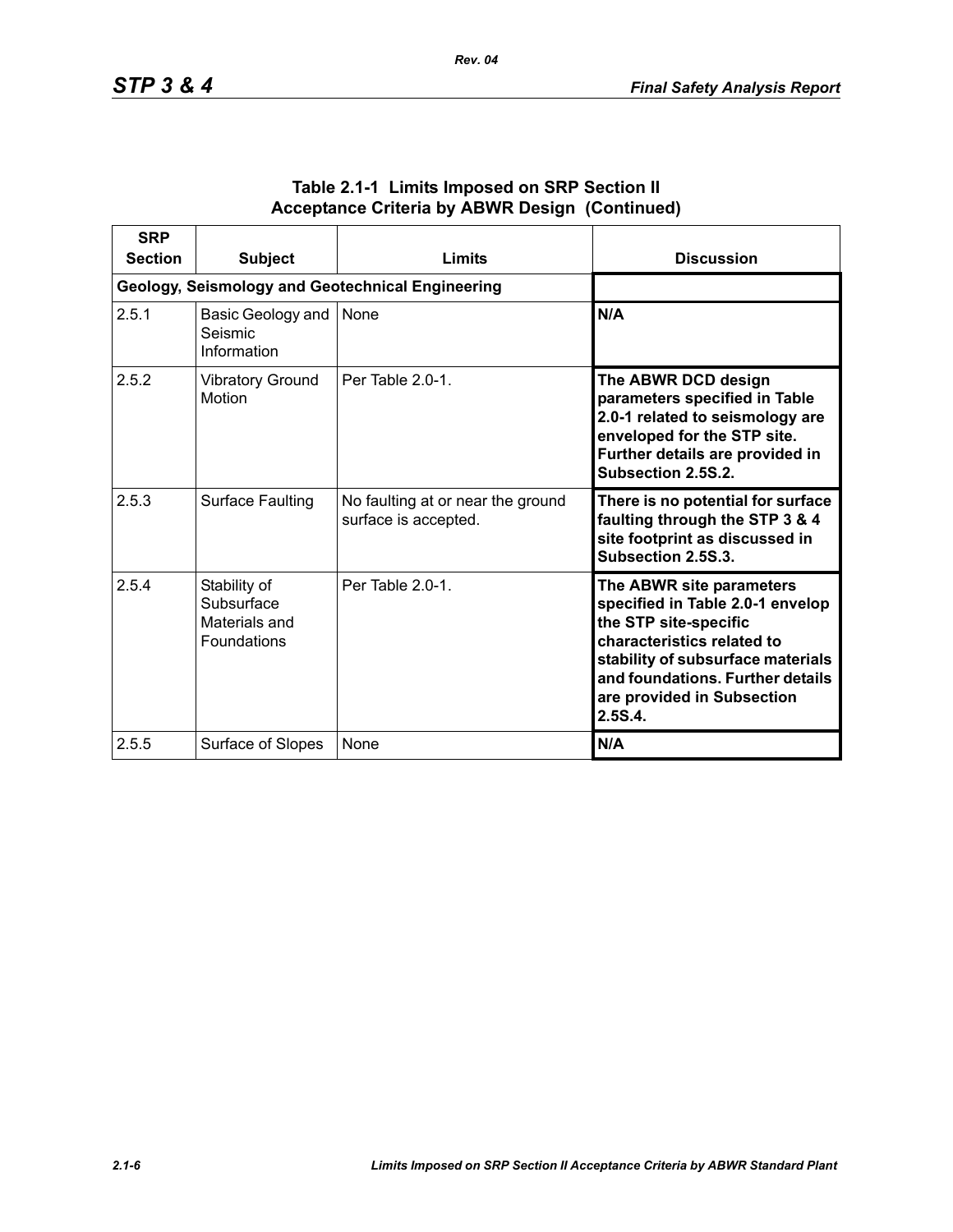**Table 2.1-1 Limits Imposed on SRP Section II Acceptance Criteria by ABWR Design (Continued)**

| SRP Section | Subject | Limits | Discussion |
|---|---|---|---|
| **Geology, Seismology and Geotechnical Engineering** | | | |
| 2.5.1 | Basic Geology and Seismic Information | None | **N/A** |
| 2.5.2 | Vibratory Ground Motion | Per Table 2.0-1. | **The ABWR DCD design parameters specified in Table 2.0-1 related to seismology are enveloped for the STP site. Further details are provided in Subsection 2.5S.2.** |
| 2.5.3 | Surface Faulting | No faulting at or near the ground surface is accepted. | **There is no potential for surface faulting through the STP 3 & 4 site footprint as discussed in Subsection 2.5S.3.** |
| 2.5.4 | Stability of Subsurface Materials and Foundations | Per Table 2.0-1. | **The ABWR site parameters specified in Table 2.0-1 envelop the STP site-specific characteristics related to stability of subsurface materials and foundations. Further details are provided in Subsection 2.5S.4.** |
| 2.5.5 | Surface of Slopes | None | **N/A** |